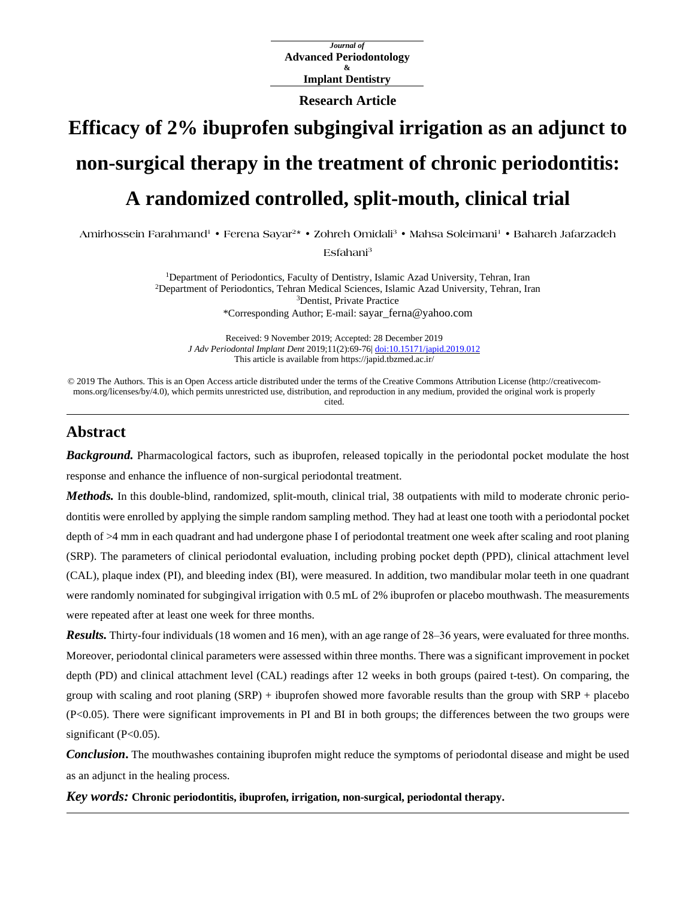Journal of
**Advanced Periodontology**
&
**Implant Dentistry**

**Research Article**

# Efficacy of 2% ibuprofen subgingival irrigation as an adjunct to non-surgical therapy in the treatment of chronic periodontitis: A randomized controlled, split-mouth, clinical trial

Amirhossein Farahmand[1] • Ferena Sayar[2]* • Zohreh Omidali[3] • Mahsa Soleimani[1] • Bahareh Jafarzadeh Esfahani[3]

[1]Department of Periodontics, Faculty of Dentistry, Islamic Azad University, Tehran, Iran
[2]Department of Periodontics, Tehran Medical Sciences, Islamic Azad University, Tehran, Iran
[3]Dentist, Private Practice
*Corresponding Author; E-mail: sayar_ferna@yahoo.com

Received: 9 November 2019; Accepted: 28 December 2019
*J Adv Periodontal Implant Dent* 2019;11(2):69-76| doi:10.15171/japid.2019.012
This article is available from https://japid.tbzmed.ac.ir/

© 2019 The Authors. This is an Open Access article distributed under the terms of the Creative Commons Attribution License (http://creativecommons.org/licenses/by/4.0), which permits unrestricted use, distribution, and reproduction in any medium, provided the original work is properly cited.

## Abstract

***Background.*** Pharmacological factors, such as ibuprofen, released topically in the periodontal pocket modulate the host response and enhance the influence of non-surgical periodontal treatment.

***Methods.*** In this double-blind, randomized, split-mouth, clinical trial, 38 outpatients with mild to moderate chronic periodontitis were enrolled by applying the simple random sampling method. They had at least one tooth with a periodontal pocket depth of >4 mm in each quadrant and had undergone phase I of periodontal treatment one week after scaling and root planing (SRP). The parameters of clinical periodontal evaluation, including probing pocket depth (PPD), clinical attachment level (CAL), plaque index (PI), and bleeding index (BI), were measured. In addition, two mandibular molar teeth in one quadrant were randomly nominated for subgingival irrigation with 0.5 mL of 2% ibuprofen or placebo mouthwash. The measurements were repeated after at least one week for three months.

***Results.*** Thirty-four individuals (18 women and 16 men), with an age range of 28–36 years, were evaluated for three months. Moreover, periodontal clinical parameters were assessed within three months. There was a significant improvement in pocket depth (PD) and clinical attachment level (CAL) readings after 12 weeks in both groups (paired t-test). On comparing, the group with scaling and root planing (SRP) + ibuprofen showed more favorable results than the group with SRP + placebo ($P<0.05$). There were significant improvements in PI and BI in both groups; the differences between the two groups were significant ($P<0.05$).

***Conclusion*.** The mouthwashes containing ibuprofen might reduce the symptoms of periodontal disease and might be used as an adjunct in the healing process.

***Key words:*** **Chronic periodontitis, ibuprofen, irrigation, non-surgical, periodontal therapy.**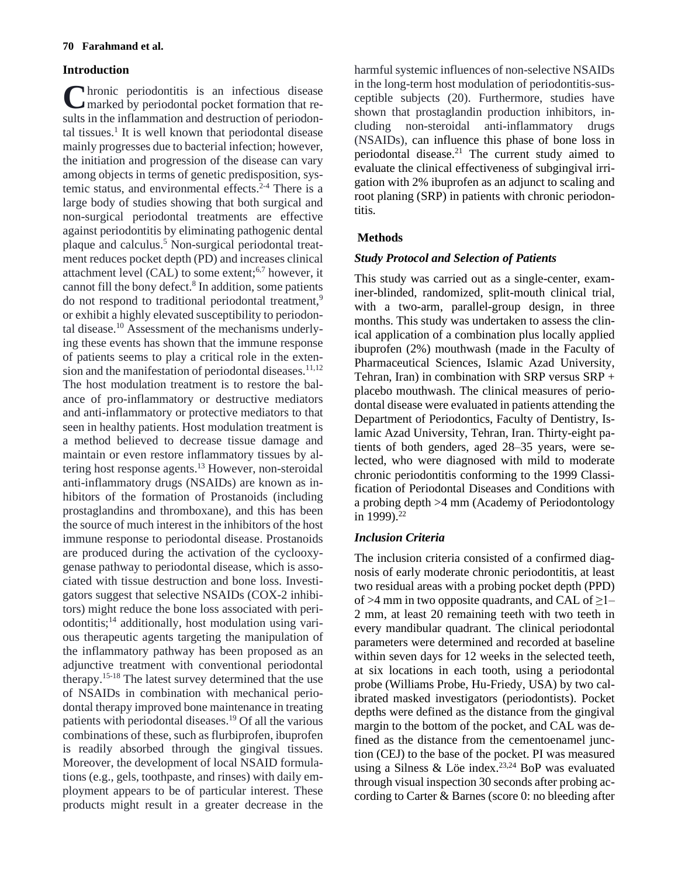## Introduction

Chronic periodontitis is an infectious disease marked by periodontal pocket formation that results in the inflammation and destruction of periodontal tissues.[1] It is well known that periodontal disease mainly progresses due to bacterial infection; however, the initiation and progression of the disease can vary among objects in terms of genetic predisposition, systemic status, and environmental effects.[2-4] There is a large body of studies showing that both surgical and non-surgical periodontal treatments are effective against periodontitis by eliminating pathogenic dental plaque and calculus.[5] Non-surgical periodontal treatment reduces pocket depth (PD) and increases clinical attachment level (CAL) to some extent;[6,7] however, it cannot fill the bony defect.[8] In addition, some patients do not respond to traditional periodontal treatment,[9] or exhibit a highly elevated susceptibility to periodontal disease.[10] Assessment of the mechanisms underlying these events has shown that the immune response of patients seems to play a critical role in the extension and the manifestation of periodontal diseases.[11,12] The host modulation treatment is to restore the balance of pro-inflammatory or destructive mediators and anti-inflammatory or protective mediators to that seen in healthy patients. Host modulation treatment is a method believed to decrease tissue damage and maintain or even restore inflammatory tissues by altering host response agents.[13] However, non-steroidal anti-inflammatory drugs (NSAIDs) are known as inhibitors of the formation of Prostanoids (including prostaglandins and thromboxane), and this has been the source of much interest in the inhibitors of the host immune response to periodontal disease. Prostanoids are produced during the activation of the cyclooxygenase pathway to periodontal disease, which is associated with tissue destruction and bone loss. Investigators suggest that selective NSAIDs (COX-2 inhibitors) might reduce the bone loss associated with periodontitis;[14] additionally, host modulation using various therapeutic agents targeting the manipulation of the inflammatory pathway has been proposed as an adjunctive treatment with conventional periodontal therapy.[15-18] The latest survey determined that the use of NSAIDs in combination with mechanical periodontal therapy improved bone maintenance in treating patients with periodontal diseases.[19] Of all the various combinations of these, such as flurbiprofen, ibuprofen is readily absorbed through the gingival tissues. Moreover, the development of local NSAID formulations (e.g., gels, toothpaste, and rinses) with daily employment appears to be of particular interest. These products might result in a greater decrease in the harmful systemic influences of non-selective NSAIDs in the long-term host modulation of periodontitis-susceptible subjects (20). Furthermore, studies have shown that prostaglandin production inhibitors, including non-steroidal anti-inflammatory drugs (NSAIDs), can influence this phase of bone loss in periodontal disease.[21] The current study aimed to evaluate the clinical effectiveness of subgingival irrigation with 2% ibuprofen as an adjunct to scaling and root planing (SRP) in patients with chronic periodontitis.

## Methods

### *Study Protocol and Selection of Patients*

This study was carried out as a single-center, examiner-blinded, randomized, split-mouth clinical trial, with a two-arm, parallel-group design, in three months. This study was undertaken to assess the clinical application of a combination plus locally applied ibuprofen (2%) mouthwash (made in the Faculty of Pharmaceutical Sciences, Islamic Azad University, Tehran, Iran) in combination with SRP versus SRP + placebo mouthwash. The clinical measures of periodontal disease were evaluated in patients attending the Department of Periodontics, Faculty of Dentistry, Islamic Azad University, Tehran, Iran. Thirty-eight patients of both genders, aged 28–35 years, were selected, who were diagnosed with mild to moderate chronic periodontitis conforming to the 1999 Classification of Periodontal Diseases and Conditions with a probing depth >4 mm (Academy of Periodontology in 1999).[22]

### *Inclusion Criteria*

The inclusion criteria consisted of a confirmed diagnosis of early moderate chronic periodontitis, at least two residual areas with a probing pocket depth (PPD) of >4 mm in two opposite quadrants, and CAL of ≥1–2 mm, at least 20 remaining teeth with two teeth in every mandibular quadrant. The clinical periodontal parameters were determined and recorded at baseline within seven days for 12 weeks in the selected teeth, at six locations in each tooth, using a periodontal probe (Williams Probe, Hu-Friedy, USA) by two calibrated masked investigators (periodontists). Pocket depths were defined as the distance from the gingival margin to the bottom of the pocket, and CAL was defined as the distance from the cementoenamel junction (CEJ) to the base of the pocket. PI was measured using a Silness & Löe index.[23,24] BoP was evaluated through visual inspection 30 seconds after probing according to Carter & Barnes (score 0: no bleeding after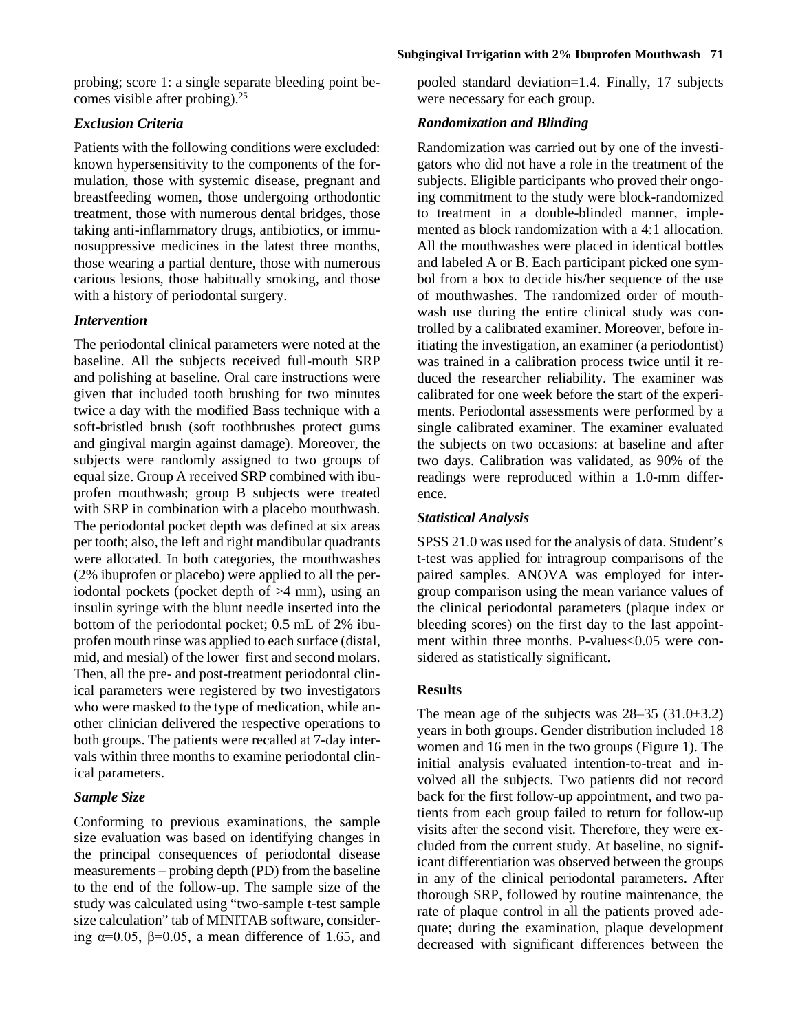probing; score 1: a single separate bleeding point becomes visible after probing).[25]

### *Exclusion Criteria*

Patients with the following conditions were excluded: known hypersensitivity to the components of the formulation, those with systemic disease, pregnant and breastfeeding women, those undergoing orthodontic treatment, those with numerous dental bridges, those taking anti-inflammatory drugs, antibiotics, or immunosuppressive medicines in the latest three months, those wearing a partial denture, those with numerous carious lesions, those habitually smoking, and those with a history of periodontal surgery.

### *Intervention*

The periodontal clinical parameters were noted at the baseline. All the subjects received full-mouth SRP and polishing at baseline. Oral care instructions were given that included tooth brushing for two minutes twice a day with the modified Bass technique with a soft-bristled brush (soft toothbrushes protect gums and gingival margin against damage). Moreover, the subjects were randomly assigned to two groups of equal size. Group A received SRP combined with ibuprofen mouthwash; group B subjects were treated with SRP in combination with a placebo mouthwash. The periodontal pocket depth was defined at six areas per tooth; also, the left and right mandibular quadrants were allocated. In both categories, the mouthwashes (2% ibuprofen or placebo) were applied to all the periodontal pockets (pocket depth of >4 mm), using an insulin syringe with the blunt needle inserted into the bottom of the periodontal pocket; 0.5 mL of 2% ibuprofen mouth rinse was applied to each surface (distal, mid, and mesial) of the lower first and second molars. Then, all the pre- and post-treatment periodontal clinical parameters were registered by two investigators who were masked to the type of medication, while another clinician delivered the respective operations to both groups. The patients were recalled at 7-day intervals within three months to examine periodontal clinical parameters.

### *Sample Size*

Conforming to previous examinations, the sample size evaluation was based on identifying changes in the principal consequences of periodontal disease measurements – probing depth (PD) from the baseline to the end of the follow-up. The sample size of the study was calculated using "two-sample t-test sample size calculation" tab of MINITAB software, considering $\alpha$=0.05, $\beta$=0.05, a mean difference of 1.65, and pooled standard deviation=1.4. Finally, 17 subjects were necessary for each group.

### *Randomization and Blinding*

Randomization was carried out by one of the investigators who did not have a role in the treatment of the subjects. Eligible participants who proved their ongoing commitment to the study were block-randomized to treatment in a double-blinded manner, implemented as block randomization with a 4:1 allocation. All the mouthwashes were placed in identical bottles and labeled A or B. Each participant picked one symbol from a box to decide his/her sequence of the use of mouthwashes. The randomized order of mouthwash use during the entire clinical study was controlled by a calibrated examiner. Moreover, before initiating the investigation, an examiner (a periodontist) was trained in a calibration process twice until it reduced the researcher reliability. The examiner was calibrated for one week before the start of the experiments. Periodontal assessments were performed by a single calibrated examiner. The examiner evaluated the subjects on two occasions: at baseline and after two days. Calibration was validated, as 90% of the readings were reproduced within a 1.0-mm difference.

### *Statistical Analysis*

SPSS 21.0 was used for the analysis of data. Student's t-test was applied for intragroup comparisons of the paired samples. ANOVA was employed for intergroup comparison using the mean variance values of the clinical periodontal parameters (plaque index or bleeding scores) on the first day to the last appointment within three months. P-values<0.05 were considered as statistically significant.

## Results

The mean age of the subjects was 28–35 (31.0±3.2) years in both groups. Gender distribution included 18 women and 16 men in the two groups (Figure 1). The initial analysis evaluated intention-to-treat and involved all the subjects. Two patients did not record back for the first follow-up appointment, and two patients from each group failed to return for follow-up visits after the second visit. Therefore, they were excluded from the current study. At baseline, no significant differentiation was observed between the groups in any of the clinical periodontal parameters. After thorough SRP, followed by routine maintenance, the rate of plaque control in all the patients proved adequate; during the examination, plaque development decreased with significant differences between the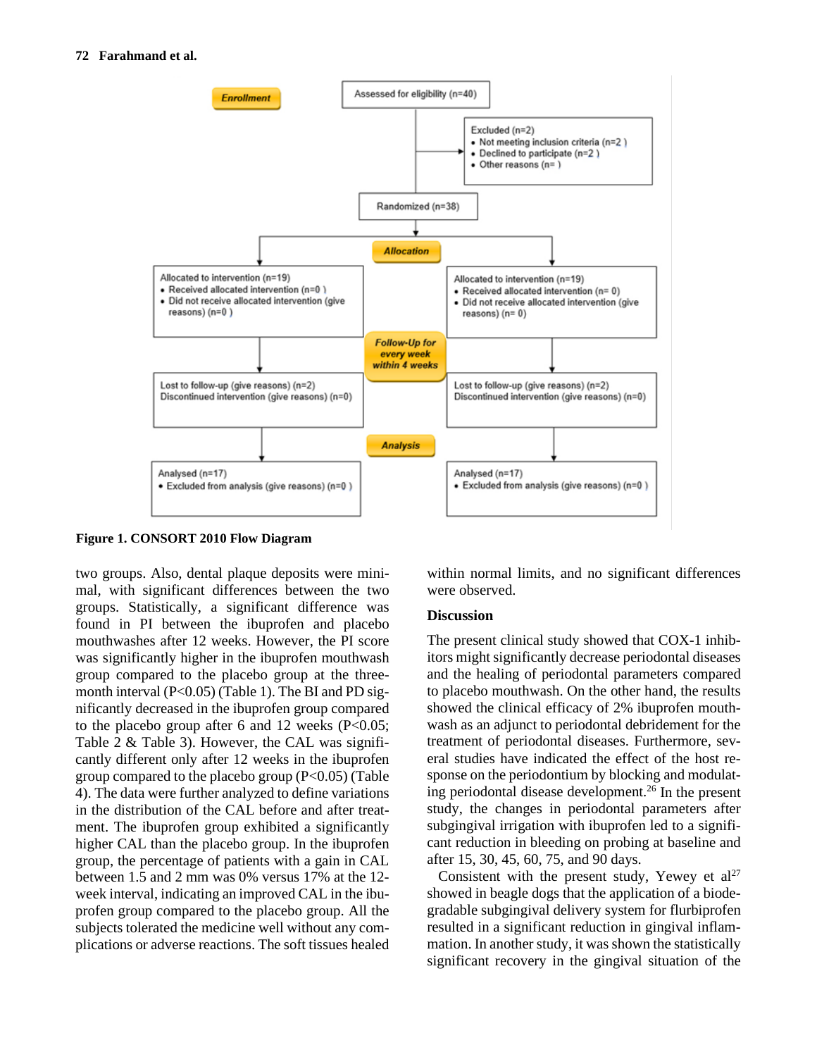Enrollment

Assessed for eligibility (n=40)

Excluded (n=2)
- Not meeting inclusion criteria (n=2 )
- Declined to participate (n=2 )
- Other reasons (n= )

Randomized (n=38)

Allocation

Allocated to intervention (n=19)
- Received allocated intervention (n=0 )
- Did not receive allocated intervention (give reasons) (n=0 )

Allocated to intervention (n=19)
- Received allocated intervention (n= 0)
- Did not receive allocated intervention (give reasons) (n= 0)

Follow-Up for every week within 4 weeks

Lost to follow-up (give reasons) (n=2)
Discontinued intervention (give reasons) (n=0)

Lost to follow-up (give reasons) (n=2)
Discontinued intervention (give reasons) (n=0)

Analysis

Analysed (n=17)
- Excluded from analysis (give reasons) (n=0 )

Analysed (n=17)
- Excluded from analysis (give reasons) (n=0 )

**Figure 1. CONSORT 2010 Flow Diagram**

two groups. Also, dental plaque deposits were minimal, with significant differences between the two groups. Statistically, a significant difference was found in PI between the ibuprofen and placebo mouthwashes after 12 weeks. However, the PI score was significantly higher in the ibuprofen mouthwash group compared to the placebo group at the three-month interval (P<0.05) (Table 1). The BI and PD significantly decreased in the ibuprofen group compared to the placebo group after 6 and 12 weeks (P<0.05; Table 2 & Table 3). However, the CAL was significantly different only after 12 weeks in the ibuprofen group compared to the placebo group (P<0.05) (Table 4). The data were further analyzed to define variations in the distribution of the CAL before and after treatment. The ibuprofen group exhibited a significantly higher CAL than the placebo group. In the ibuprofen group, the percentage of patients with a gain in CAL between 1.5 and 2 mm was 0% versus 17% at the 12-week interval, indicating an improved CAL in the ibuprofen group compared to the placebo group. All the subjects tolerated the medicine well without any complications or adverse reactions. The soft tissues healed within normal limits, and no significant differences were observed.

## Discussion

The present clinical study showed that COX-1 inhibitors might significantly decrease periodontal diseases and the healing of periodontal parameters compared to placebo mouthwash. On the other hand, the results showed the clinical efficacy of 2% ibuprofen mouthwash as an adjunct to periodontal debridement for the treatment of periodontal diseases. Furthermore, several studies have indicated the effect of the host response on the periodontium by blocking and modulating periodontal disease development.[26] In the present study, the changes in periodontal parameters after subgingival irrigation with ibuprofen led to a significant reduction in bleeding on probing at baseline and after 15, 30, 45, 60, 75, and 90 days.

Consistent with the present study, Yewey et al[27] showed in beagle dogs that the application of a biodegradable subgingival delivery system for flurbiprofen resulted in a significant reduction in gingival inflammation. In another study, it was shown the statistically significant recovery in the gingival situation of the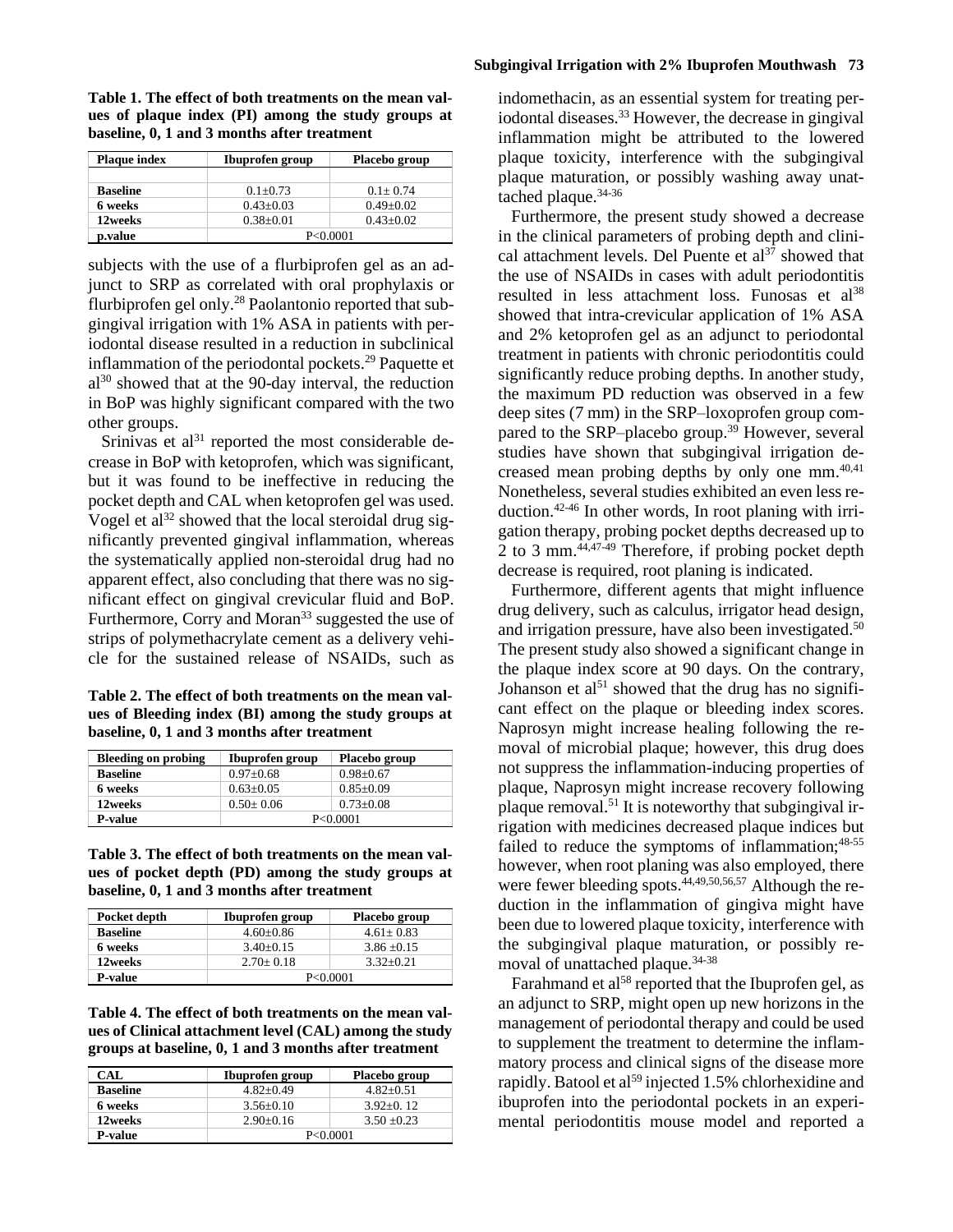**Table 1. The effect of both treatments on the mean values of plaque index (PI) among the study groups at baseline, 0, 1 and 3 months after treatment**

| Plaque index | Ibuprofen group | Placebo group |
|---|---|---|
| | | |
| **Baseline** | 0.1±0.73 | 0.1± 0.74 |
| **6 weeks** | 0.43±0.03 | 0.49±0.02 |
| **12weeks** | 0.38±0.01 | 0.43±0.02 |
| **p.value** | P<0.0001 | |

subjects with the use of a flurbiprofen gel as an adjunct to SRP as correlated with oral prophylaxis or flurbiprofen gel only.[28] Paolantonio reported that subgingival irrigation with 1% ASA in patients with periodontal disease resulted in a reduction in subclinical inflammation of the periodontal pockets.[29] Paquette et al[30] showed that at the 90-day interval, the reduction in BoP was highly significant compared with the two other groups.

Srinivas et al[31] reported the most considerable decrease in BoP with ketoprofen, which was significant, but it was found to be ineffective in reducing the pocket depth and CAL when ketoprofen gel was used. Vogel et al[32] showed that the local steroidal drug significantly prevented gingival inflammation, whereas the systematically applied non-steroidal drug had no apparent effect, also concluding that there was no significant effect on gingival crevicular fluid and BoP. Furthermore, Corry and Moran[33] suggested the use of strips of polymethacrylate cement as a delivery vehicle for the sustained release of NSAIDs, such as

**Table 2. The effect of both treatments on the mean values of Bleeding index (BI) among the study groups at baseline, 0, 1 and 3 months after treatment**

| Bleeding on probing | Ibuprofen group | Placebo group |
|---|---|---|
| **Baseline** | 0.97±0.68 | 0.98±0.67 |
| **6 weeks** | 0.63±0.05 | 0.85±0.09 |
| **12weeks** | 0.50± 0.06 | 0.73±0.08 |
| **P-value** | P<0.0001 | |

**Table 3. The effect of both treatments on the mean values of pocket depth (PD) among the study groups at baseline, 0, 1 and 3 months after treatment**

| Pocket depth | Ibuprofen group | Placebo group |
|---|---|---|
| **Baseline** | 4.60±0.86 | 4.61± 0.83 |
| **6 weeks** | 3.40±0.15 | 3.86 ±0.15 |
| **12weeks** | 2.70± 0.18 | 3.32±0.21 |
| **P-value** | P<0.0001 | |

**Table 4. The effect of both treatments on the mean values of Clinical attachment level (CAL) among the study groups at baseline, 0, 1 and 3 months after treatment**

| CAL | Ibuprofen group | Placebo group |
|---|---|---|
| **Baseline** | 4.82±0.49 | 4.82±0.51 |
| **6 weeks** | 3.56±0.10 | 3.92±0. 12 |
| **12weeks** | 2.90±0.16 | 3.50 ±0.23 |
| **P-value** | P<0.0001 | |

indomethacin, as an essential system for treating periodontal diseases.[33] However, the decrease in gingival inflammation might be attributed to the lowered plaque toxicity, interference with the subgingival plaque maturation, or possibly washing away unattached plaque.[34-36]

Furthermore, the present study showed a decrease in the clinical parameters of probing depth and clinical attachment levels. Del Puente et al[37] showed that the use of NSAIDs in cases with adult periodontitis resulted in less attachment loss. Funosas et al[38] showed that intra-crevicular application of 1% ASA and 2% ketoprofen gel as an adjunct to periodontal treatment in patients with chronic periodontitis could significantly reduce probing depths. In another study, the maximum PD reduction was observed in a few deep sites (7 mm) in the SRP–loxoprofen group compared to the SRP–placebo group.[39] However, several studies have shown that subgingival irrigation decreased mean probing depths by only one mm.[40,41] Nonetheless, several studies exhibited an even less reduction.[42-46] In other words, In root planing with irrigation therapy, probing pocket depths decreased up to 2 to 3 mm.[44,47-49] Therefore, if probing pocket depth decrease is required, root planing is indicated.

Furthermore, different agents that might influence drug delivery, such as calculus, irrigator head design, and irrigation pressure, have also been investigated.[50] The present study also showed a significant change in the plaque index score at 90 days. On the contrary, Johanson et al[51] showed that the drug has no significant effect on the plaque or bleeding index scores. Naprosyn might increase healing following the removal of microbial plaque; however, this drug does not suppress the inflammation-inducing properties of plaque, Naprosyn might increase recovery following plaque removal.[51] It is noteworthy that subgingival irrigation with medicines decreased plaque indices but failed to reduce the symptoms of inflammation;[48-55] however, when root planing was also employed, there were fewer bleeding spots.[44,49,50,56,57] Although the reduction in the inflammation of gingiva might have been due to lowered plaque toxicity, interference with the subgingival plaque maturation, or possibly removal of unattached plaque.[34-38]

Farahmand et al[58] reported that the Ibuprofen gel, as an adjunct to SRP, might open up new horizons in the management of periodontal therapy and could be used to supplement the treatment to determine the inflammatory process and clinical signs of the disease more rapidly. Batool et al[59] injected 1.5% chlorhexidine and ibuprofen into the periodontal pockets in an experimental periodontitis mouse model and reported a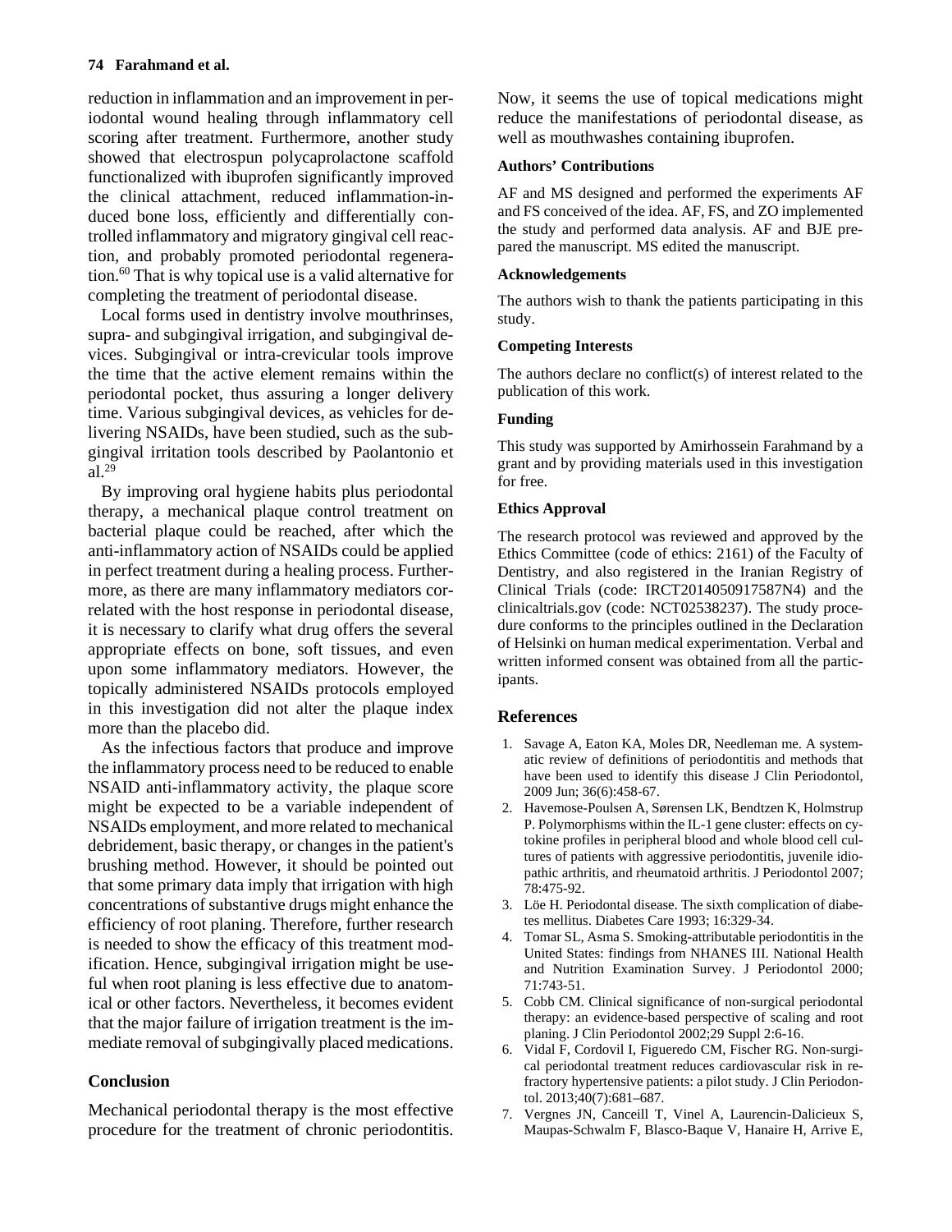reduction in inflammation and an improvement in periodontal wound healing through inflammatory cell scoring after treatment. Furthermore, another study showed that electrospun polycaprolactone scaffold functionalized with ibuprofen significantly improved the clinical attachment, reduced inflammation-induced bone loss, efficiently and differentially controlled inflammatory and migratory gingival cell reaction, and probably promoted periodontal regeneration.[60] That is why topical use is a valid alternative for completing the treatment of periodontal disease.

Local forms used in dentistry involve mouthrinses, supra- and subgingival irrigation, and subgingival devices. Subgingival or intra-crevicular tools improve the time that the active element remains within the periodontal pocket, thus assuring a longer delivery time. Various subgingival devices, as vehicles for delivering NSAIDs, have been studied, such as the subgingival irritation tools described by Paolantonio et al.[29]

By improving oral hygiene habits plus periodontal therapy, a mechanical plaque control treatment on bacterial plaque could be reached, after which the anti-inflammatory action of NSAIDs could be applied in perfect treatment during a healing process. Furthermore, as there are many inflammatory mediators correlated with the host response in periodontal disease, it is necessary to clarify what drug offers the several appropriate effects on bone, soft tissues, and even upon some inflammatory mediators. However, the topically administered NSAIDs protocols employed in this investigation did not alter the plaque index more than the placebo did.

As the infectious factors that produce and improve the inflammatory process need to be reduced to enable NSAID anti-inflammatory activity, the plaque score might be expected to be a variable independent of NSAIDs employment, and more related to mechanical debridement, basic therapy, or changes in the patient's brushing method. However, it should be pointed out that some primary data imply that irrigation with high concentrations of substantive drugs might enhance the efficiency of root planing. Therefore, further research is needed to show the efficacy of this treatment modification. Hence, subgingival irrigation might be useful when root planing is less effective due to anatomical or other factors. Nevertheless, it becomes evident that the major failure of irrigation treatment is the immediate removal of subgingivally placed medications.

## Conclusion

Mechanical periodontal therapy is the most effective procedure for the treatment of chronic periodontitis. Now, it seems the use of topical medications might reduce the manifestations of periodontal disease, as well as mouthwashes containing ibuprofen.

### Authors' Contributions

AF and MS designed and performed the experiments AF and FS conceived of the idea. AF, FS, and ZO implemented the study and performed data analysis. AF and BJE prepared the manuscript. MS edited the manuscript.

### Acknowledgements

The authors wish to thank the patients participating in this study.

### Competing Interests

The authors declare no conflict(s) of interest related to the publication of this work.

### Funding

This study was supported by Amirhossein Farahmand by a grant and by providing materials used in this investigation for free.

### Ethics Approval

The research protocol was reviewed and approved by the Ethics Committee (code of ethics: 2161) of the Faculty of Dentistry, and also registered in the Iranian Registry of Clinical Trials (code: IRCT2014050917587N4) and the clinicaltrials.gov (code: NCT02538237). The study procedure conforms to the principles outlined in the Declaration of Helsinki on human medical experimentation. Verbal and written informed consent was obtained from all the participants.

## References

1. Savage A, Eaton KA, Moles DR, Needleman me. A systematic review of definitions of periodontitis and methods that have been used to identify this disease J Clin Periodontol, 2009 Jun; 36(6):458-67.
2. Havemose-Poulsen A, Sørensen LK, Bendtzen K, Holmstrup P. Polymorphisms within the IL-1 gene cluster: effects on cytokine profiles in peripheral blood and whole blood cell cultures of patients with aggressive periodontitis, juvenile idiopathic arthritis, and rheumatoid arthritis. J Periodontol 2007; 78:475-92.
3. Löe H. Periodontal disease. The sixth complication of diabetes mellitus. Diabetes Care 1993; 16:329-34.
4. Tomar SL, Asma S. Smoking-attributable periodontitis in the United States: findings from NHANES III. National Health and Nutrition Examination Survey. J Periodontol 2000; 71:743-51.
5. Cobb CM. Clinical significance of non-surgical periodontal therapy: an evidence-based perspective of scaling and root planing. J Clin Periodontol 2002;29 Suppl 2:6-16.
6. Vidal F, Cordovil I, Figueredo CM, Fischer RG. Non-surgical periodontal treatment reduces cardiovascular risk in refractory hypertensive patients: a pilot study. J Clin Periodontol. 2013;40(7):681–687.
7. Vergnes JN, Canceill T, Vinel A, Laurencin-Dalicieux S, Maupas-Schwalm F, Blasco-Baque V, Hanaire H, Arrive E,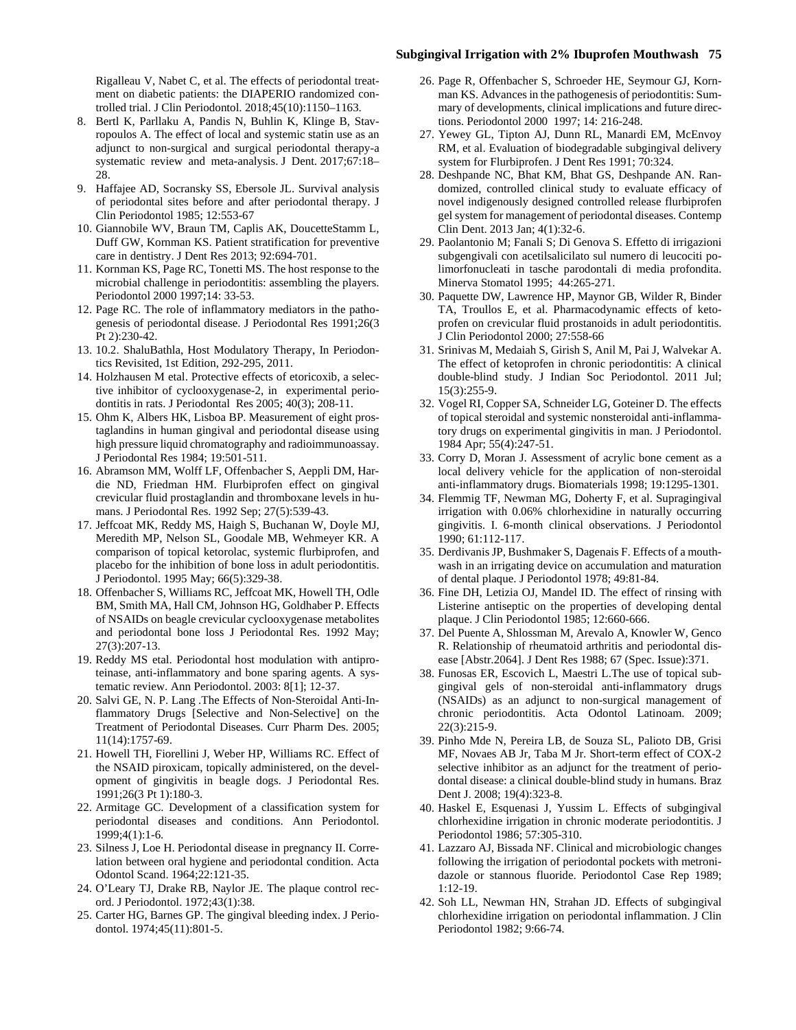Rigalleau V, Nabet C, et al. The effects of periodontal treatment on diabetic patients: the DIAPERIO randomized controlled trial. J Clin Periodontol. 2018;45(10):1150–1163.

8. Bertl K, Parllaku A, Pandis N, Buhlin K, Klinge B, Stavropoulos A. The effect of local and systemic statin use as an adjunct to non-surgical and surgical periodontal therapy-a systematic review and meta-analysis. J Dent. 2017;67:18–28.
9. Haffajee AD, Socransky SS, Ebersole JL. Survival analysis of periodontal sites before and after periodontal therapy. J Clin Periodontol 1985; 12:553-67
10. Giannobile WV, Braun TM, Caplis AK, DoucetteStamm L, Duff GW, Kornman KS. Patient stratification for preventive care in dentistry. J Dent Res 2013; 92:694-701.
11. Kornman KS, Page RC, Tonetti MS. The host response to the microbial challenge in periodontitis: assembling the players. Periodontol 2000 1997;14: 33-53.
12. Page RC. The role of inflammatory mediators in the pathogenesis of periodontal disease. J Periodontal Res 1991;26(3 Pt 2):230-42.
13. 10.2. ShaluBathla, Host Modulatory Therapy, In Periodontics Revisited, 1st Edition, 292-295, 2011.
14. Holzhausen M etal. Protective effects of etoricoxib, a selective inhibitor of cyclooxygenase-2, in experimental periodontitis in rats. J Periodontal Res 2005; 40(3); 208-11.
15. Ohm K, Albers HK, Lisboa BP. Measurement of eight prostaglandins in human gingival and periodontal disease using high pressure liquid chromatography and radioimmunoassay. J Periodontal Res 1984; 19:501-511.
16. Abramson MM, Wolff LF, Offenbacher S, Aeppli DM, Hardie ND, Friedman HM. Flurbiprofen effect on gingival crevicular fluid prostaglandin and thromboxane levels in humans. J Periodontal Res. 1992 Sep; 27(5):539-43.
17. Jeffcoat MK, Reddy MS, Haigh S, Buchanan W, Doyle MJ, Meredith MP, Nelson SL, Goodale MB, Wehmeyer KR. A comparison of topical ketorolac, systemic flurbiprofen, and placebo for the inhibition of bone loss in adult periodontitis. J Periodontol. 1995 May; 66(5):329-38.
18. Offenbacher S, Williams RC, Jeffcoat MK, Howell TH, Odle BM, Smith MA, Hall CM, Johnson HG, Goldhaber P. Effects of NSAIDs on beagle crevicular cyclooxygenase metabolites and periodontal bone loss J Periodontal Res. 1992 May; 27(3):207-13.
19. Reddy MS etal. Periodontal host modulation with antiproteinase, anti-inflammatory and bone sparing agents. A systematic review. Ann Periodontol. 2003: 8[1]; 12-37.
20. Salvi GE, N. P. Lang .The Effects of Non-Steroidal Anti-Inflammatory Drugs [Selective and Non-Selective] on the Treatment of Periodontal Diseases. Curr Pharm Des. 2005; 11(14):1757-69.
21. Howell TH, Fiorellini J, Weber HP, Williams RC. Effect of the NSAID piroxicam, topically administered, on the development of gingivitis in beagle dogs. J Periodontal Res. 1991;26(3 Pt 1):180-3.
22. Armitage GC. Development of a classification system for periodontal diseases and conditions. Ann Periodontol. 1999;4(1):1-6.
23. Silness J, Loe H. Periodontal disease in pregnancy II. Correlation between oral hygiene and periodontal condition. Acta Odontol Scand. 1964;22:121-35.
24. O'Leary TJ, Drake RB, Naylor JE. The plaque control record. J Periodontol. 1972;43(1):38.
25. Carter HG, Barnes GP. The gingival bleeding index. J Periodontol. 1974;45(11):801-5.
26. Page R, Offenbacher S, Schroeder HE, Seymour GJ, Kornman KS. Advances in the pathogenesis of periodontitis: Summary of developments, clinical implications and future directions. Periodontol 2000 1997; 14: 216-248.
27. Yewey GL, Tipton AJ, Dunn RL, Manardi EM, McEnvoy RM, et al. Evaluation of biodegradable subgingival delivery system for Flurbiprofen. J Dent Res 1991; 70:324.
28. Deshpande NC, Bhat KM, Bhat GS, Deshpande AN. Randomized, controlled clinical study to evaluate efficacy of novel indigenously designed controlled release flurbiprofen gel system for management of periodontal diseases. Contemp Clin Dent. 2013 Jan; 4(1):32-6.
29. Paolantonio M; Fanali S; Di Genova S. Effetto di irrigazioni subgengivali con acetilsalicilato sul numero di leucociti polimorfonucleati in tasche parodontali di media profondita. Minerva Stomatol 1995; 44:265-271.
30. Paquette DW, Lawrence HP, Maynor GB, Wilder R, Binder TA, Troullos E, et al. Pharmacodynamic effects of ketoprofen on crevicular fluid prostanoids in adult periodontitis. J Clin Periodontol 2000; 27:558-66
31. Srinivas M, Medaiah S, Girish S, Anil M, Pai J, Walvekar A. The effect of ketoprofen in chronic periodontitis: A clinical double-blind study. J Indian Soc Periodontol. 2011 Jul; 15(3):255-9.
32. Vogel RI, Copper SA, Schneider LG, Goteiner D. The effects of topical steroidal and systemic nonsteroidal anti-inflammatory drugs on experimental gingivitis in man. J Periodontol. 1984 Apr; 55(4):247-51.
33. Corry D, Moran J. Assessment of acrylic bone cement as a local delivery vehicle for the application of non-steroidal anti-inflammatory drugs. Biomaterials 1998; 19:1295-1301.
34. Flemmig TF, Newman MG, Doherty F, et al. Supragingival irrigation with 0.06% chlorhexidine in naturally occurring gingivitis. I. 6-month clinical observations. J Periodontol 1990; 61:112-117.
35. Derdivanis JP, Bushmaker S, Dagenais F. Effects of a mouthwash in an irrigating device on accumulation and maturation of dental plaque. J Periodontol 1978; 49:81-84.
36. Fine DH, Letizia OJ, Mandel ID. The effect of rinsing with Listerine antiseptic on the properties of developing dental plaque. J Clin Periodontol 1985; 12:660-666.
37. Del Puente A, Shlossman M, Arevalo A, Knowler W, Genco R. Relationship of rheumatoid arthritis and periodontal disease [Abstr.2064]. J Dent Res 1988; 67 (Spec. Issue):371.
38. Funosas ER, Escovich L, Maestri L.The use of topical subgingival gels of non-steroidal anti-inflammatory drugs (NSAIDs) as an adjunct to non-surgical management of chronic periodontitis. Acta Odontol Latinoam. 2009; 22(3):215-9.
39. Pinho Mde N, Pereira LB, de Souza SL, Palioto DB, Grisi MF, Novaes AB Jr, Taba M Jr. Short-term effect of COX-2 selective inhibitor as an adjunct for the treatment of periodontal disease: a clinical double-blind study in humans. Braz Dent J. 2008; 19(4):323-8.
40. Haskel E, Esquenasi J, Yussim L. Effects of subgingival chlorhexidine irrigation in chronic moderate periodontitis. J Periodontol 1986; 57:305-310.
41. Lazzaro AJ, Bissada NF. Clinical and microbiologic changes following the irrigation of periodontal pockets with metronidazole or stannous fluoride. Periodontol Case Rep 1989; 1:12-19.
42. Soh LL, Newman HN, Strahan JD. Effects of subgingival chlorhexidine irrigation on periodontal inflammation. J Clin Periodontol 1982; 9:66-74.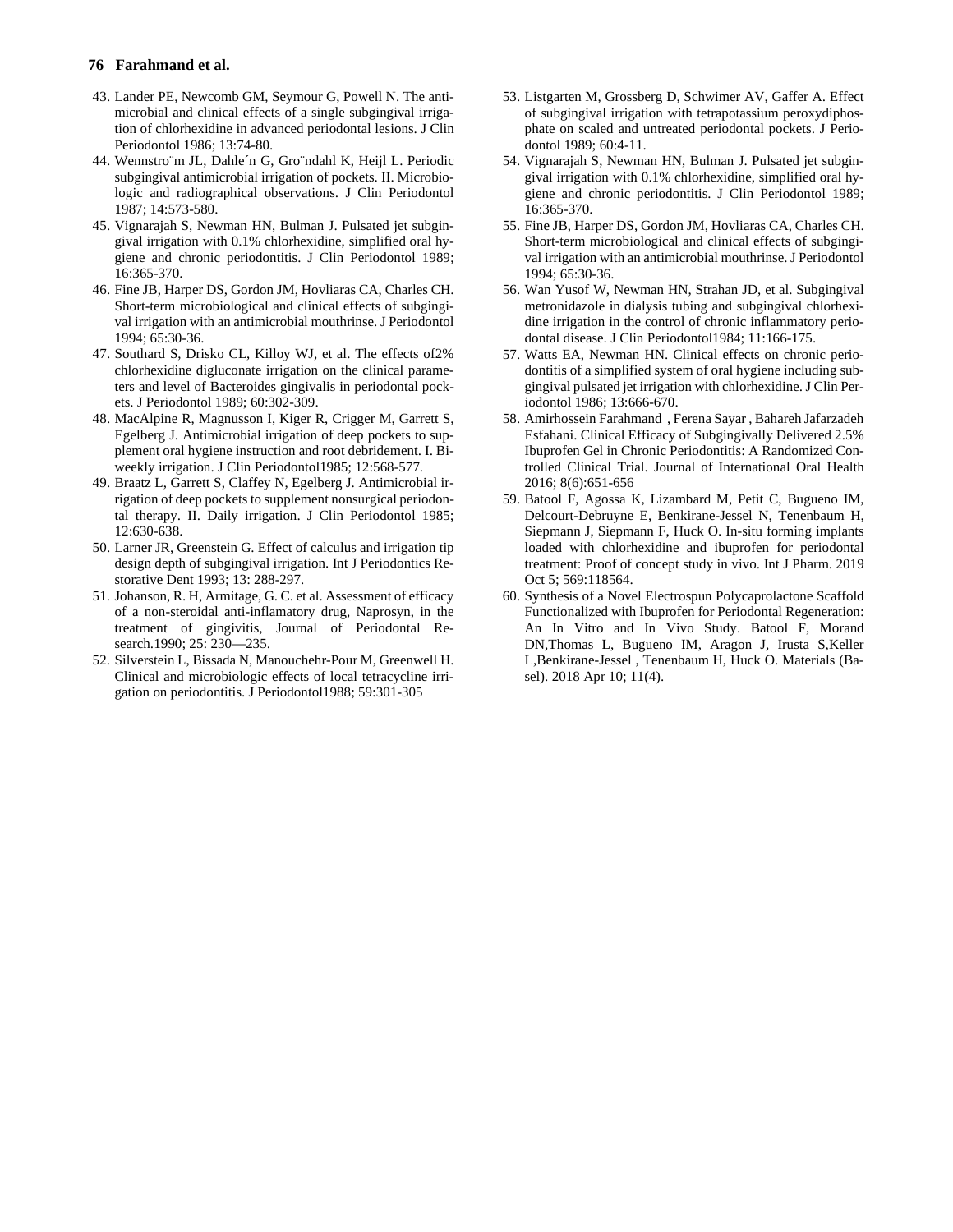43. Lander PE, Newcomb GM, Seymour G, Powell N. The antimicrobial and clinical effects of a single subgingival irrigation of chlorhexidine in advanced periodontal lesions. J Clin Periodontol 1986; 13:74-80.
44. Wennstro¨m JL, Dahle´n G, Gro¨ndahl K, Heijl L. Periodic subgingival antimicrobial irrigation of pockets. II. Microbiologic and radiographical observations. J Clin Periodontol 1987; 14:573-580.
45. Vignarajah S, Newman HN, Bulman J. Pulsated jet subgingival irrigation with 0.1% chlorhexidine, simplified oral hygiene and chronic periodontitis. J Clin Periodontol 1989; 16:365-370.
46. Fine JB, Harper DS, Gordon JM, Hovliaras CA, Charles CH. Short-term microbiological and clinical effects of subgingival irrigation with an antimicrobial mouthrinse. J Periodontol 1994; 65:30-36.
47. Southard S, Drisko CL, Killoy WJ, et al. The effects of2% chlorhexidine digluconate irrigation on the clinical parameters and level of Bacteroides gingivalis in periodontal pockets. J Periodontol 1989; 60:302-309.
48. MacAlpine R, Magnusson I, Kiger R, Crigger M, Garrett S, Egelberg J. Antimicrobial irrigation of deep pockets to supplement oral hygiene instruction and root debridement. I. Biweekly irrigation. J Clin Periodontol1985; 12:568-577.
49. Braatz L, Garrett S, Claffey N, Egelberg J. Antimicrobial irrigation of deep pockets to supplement nonsurgical periodontal therapy. II. Daily irrigation. J Clin Periodontol 1985; 12:630-638.
50. Larner JR, Greenstein G. Effect of calculus and irrigation tip design depth of subgingival irrigation. Int J Periodontics Restorative Dent 1993; 13: 288-297.
51. Johanson, R. H, Armitage, G. C. et al. Assessment of efficacy of a non-steroidal anti-inflamatory drug, Naprosyn, in the treatment of gingivitis, Journal of Periodontal Research.1990; 25: 230—235.
52. Silverstein L, Bissada N, Manouchehr-Pour M, Greenwell H. Clinical and microbiologic effects of local tetracycline irrigation on periodontitis. J Periodontol1988; 59:301-305
53. Listgarten M, Grossberg D, Schwimer AV, Gaffer A. Effect of subgingival irrigation with tetrapotassium peroxydiphosphate on scaled and untreated periodontal pockets. J Periodontol 1989; 60:4-11.
54. Vignarajah S, Newman HN, Bulman J. Pulsated jet subgingival irrigation with 0.1% chlorhexidine, simplified oral hygiene and chronic periodontitis. J Clin Periodontol 1989; 16:365-370.
55. Fine JB, Harper DS, Gordon JM, Hovliaras CA, Charles CH. Short-term microbiological and clinical effects of subgingival irrigation with an antimicrobial mouthrinse. J Periodontol 1994; 65:30-36.
56. Wan Yusof W, Newman HN, Strahan JD, et al. Subgingival metronidazole in dialysis tubing and subgingival chlorhexidine irrigation in the control of chronic inflammatory periodontal disease. J Clin Periodontol1984; 11:166-175.
57. Watts EA, Newman HN. Clinical effects on chronic periodontitis of a simplified system of oral hygiene including subgingival pulsated jet irrigation with chlorhexidine. J Clin Periodontol 1986; 13:666-670.
58. Amirhossein Farahmand , Ferena Sayar , Bahareh Jafarzadeh Esfahani. Clinical Efficacy of Subgingivally Delivered 2.5% Ibuprofen Gel in Chronic Periodontitis: A Randomized Controlled Clinical Trial. Journal of International Oral Health 2016; 8(6):651-656
59. Batool F, Agossa K, Lizambard M, Petit C, Bugueno IM, Delcourt-Debruyne E, Benkirane-Jessel N, Tenenbaum H, Siepmann J, Siepmann F, Huck O. In-situ forming implants loaded with chlorhexidine and ibuprofen for periodontal treatment: Proof of concept study in vivo. Int J Pharm. 2019 Oct 5; 569:118564.
60. Synthesis of a Novel Electrospun Polycaprolactone Scaffold Functionalized with Ibuprofen for Periodontal Regeneration: An In Vitro and In Vivo Study. Batool F, Morand DN,Thomas L, Bugueno IM, Aragon J, Irusta S,Keller L,Benkirane-Jessel , Tenenbaum H, Huck O. Materials (Basel). 2018 Apr 10; 11(4).